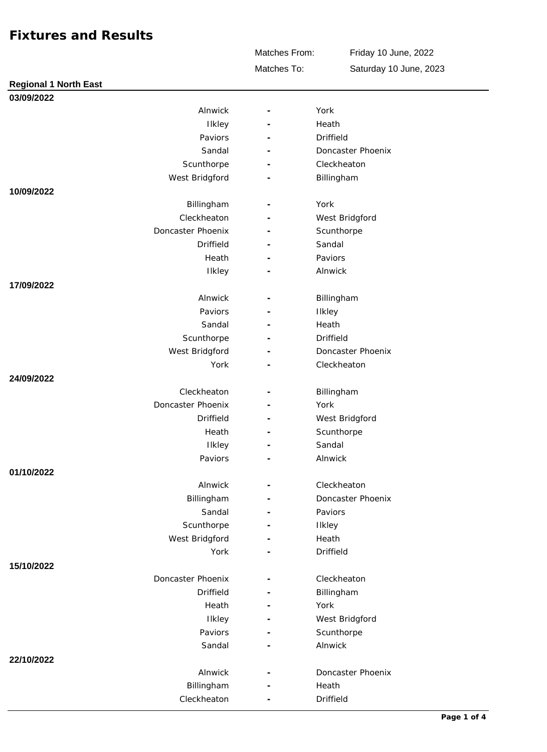# Fixtures and Results

Matches From: Friday 10 June, 2022

Matches To: Saturday 10 June, 2023

## Regional 1 North East

### 03/09/2022

| Home | | Away |
|---|---|---|
| Alnwick | - | York |
| Ilkley | - | Heath |
| Paviors | - | Driffield |
| Sandal | - | Doncaster Phoenix |
| Scunthorpe | - | Cleckheaton |
| West Bridgford | - | Billingham |

### 10/09/2022

| Home | | Away |
|---|---|---|
| Billingham | - | York |
| Cleckheaton | - | West Bridgford |
| Doncaster Phoenix | - | Scunthorpe |
| Driffield | - | Sandal |
| Heath | - | Paviors |
| Ilkley | - | Alnwick |

### 17/09/2022

| Home | | Away |
|---|---|---|
| Alnwick | - | Billingham |
| Paviors | - | Ilkley |
| Sandal | - | Heath |
| Scunthorpe | - | Driffield |
| West Bridgford | - | Doncaster Phoenix |
| York | - | Cleckheaton |

### 24/09/2022

| Home | | Away |
|---|---|---|
| Cleckheaton | - | Billingham |
| Doncaster Phoenix | - | York |
| Driffield | - | West Bridgford |
| Heath | - | Scunthorpe |
| Ilkley | - | Sandal |
| Paviors | - | Alnwick |

### 01/10/2022

| Home | | Away |
|---|---|---|
| Alnwick | - | Cleckheaton |
| Billingham | - | Doncaster Phoenix |
| Sandal | - | Paviors |
| Scunthorpe | - | Ilkley |
| West Bridgford | - | Heath |
| York | - | Driffield |

### 15/10/2022

| Home | | Away |
|---|---|---|
| Doncaster Phoenix | - | Cleckheaton |
| Driffield | - | Billingham |
| Heath | - | York |
| Ilkley | - | West Bridgford |
| Paviors | - | Scunthorpe |
| Sandal | - | Alnwick |

### 22/10/2022

| Home | | Away |
|---|---|---|
| Alnwick | - | Doncaster Phoenix |
| Billingham | - | Heath |
| Cleckheaton | - | Driffield |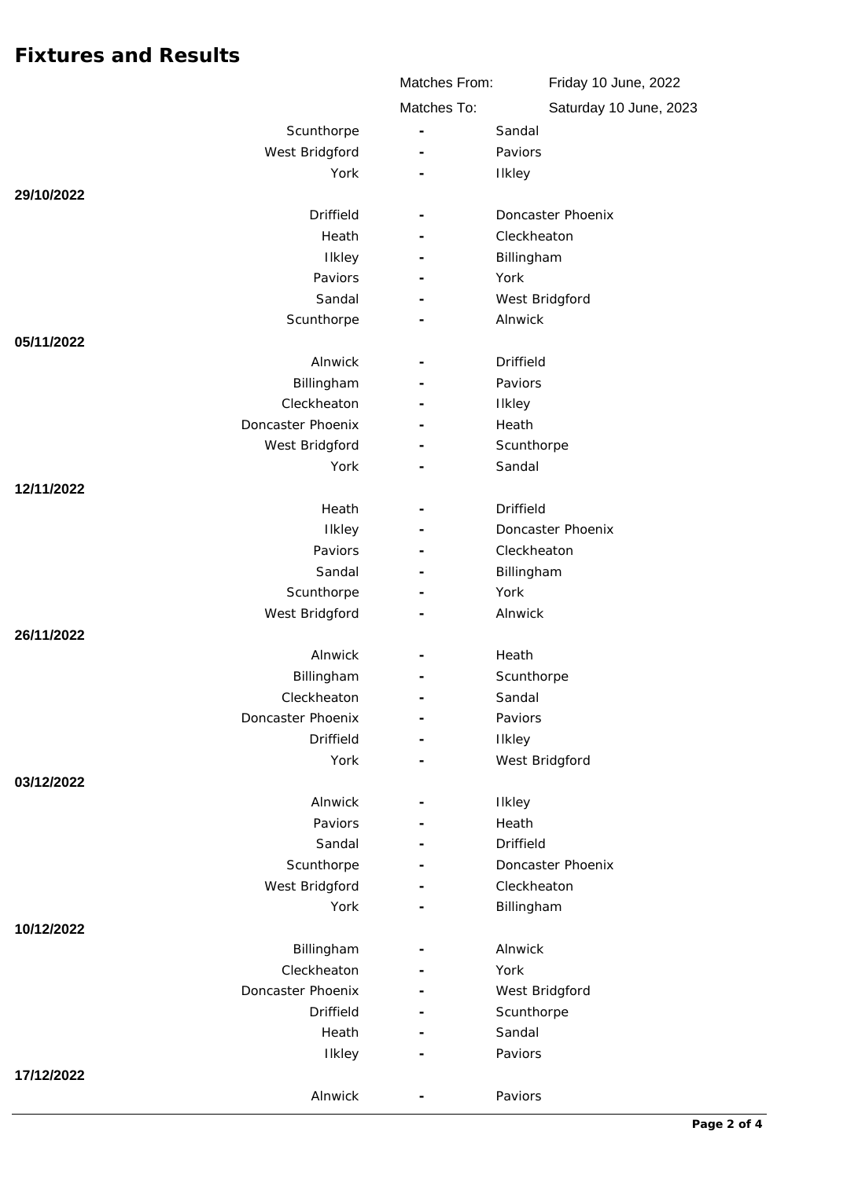# Fixtures and Results

| | |
|---|---|
| Matches From: | Friday 10 June, 2022 |
| Matches To: | Saturday 10 June, 2023 |

| Home | | Away |
|---|---|---|
| Scunthorpe | - | Sandal |
| West Bridgford | - | Paviors |
| York | - | Ilkley |

**29/10/2022**

| Home | | Away |
|---|---|---|
| Driffield | - | Doncaster Phoenix |
| Heath | - | Cleckheaton |
| Ilkley | - | Billingham |
| Paviors | - | York |
| Sandal | - | West Bridgford |
| Scunthorpe | - | Alnwick |

**05/11/2022**

| Home | | Away |
|---|---|---|
| Alnwick | - | Driffield |
| Billingham | - | Paviors |
| Cleckheaton | - | Ilkley |
| Doncaster Phoenix | - | Heath |
| West Bridgford | - | Scunthorpe |
| York | - | Sandal |

**12/11/2022**

| Home | | Away |
|---|---|---|
| Heath | - | Driffield |
| Ilkley | - | Doncaster Phoenix |
| Paviors | - | Cleckheaton |
| Sandal | - | Billingham |
| Scunthorpe | - | York |
| West Bridgford | - | Alnwick |

**26/11/2022**

| Home | | Away |
|---|---|---|
| Alnwick | - | Heath |
| Billingham | - | Scunthorpe |
| Cleckheaton | - | Sandal |
| Doncaster Phoenix | - | Paviors |
| Driffield | - | Ilkley |
| York | - | West Bridgford |

**03/12/2022**

| Home | | Away |
|---|---|---|
| Alnwick | - | Ilkley |
| Paviors | - | Heath |
| Sandal | - | Driffield |
| Scunthorpe | - | Doncaster Phoenix |
| West Bridgford | - | Cleckheaton |
| York | - | Billingham |

**10/12/2022**

| Home | | Away |
|---|---|---|
| Billingham | - | Alnwick |
| Cleckheaton | - | York |
| Doncaster Phoenix | - | West Bridgford |
| Driffield | - | Scunthorpe |
| Heath | - | Sandal |
| Ilkley | - | Paviors |

**17/12/2022**

| Home | | Away |
|---|---|---|
| Alnwick | - | Paviors |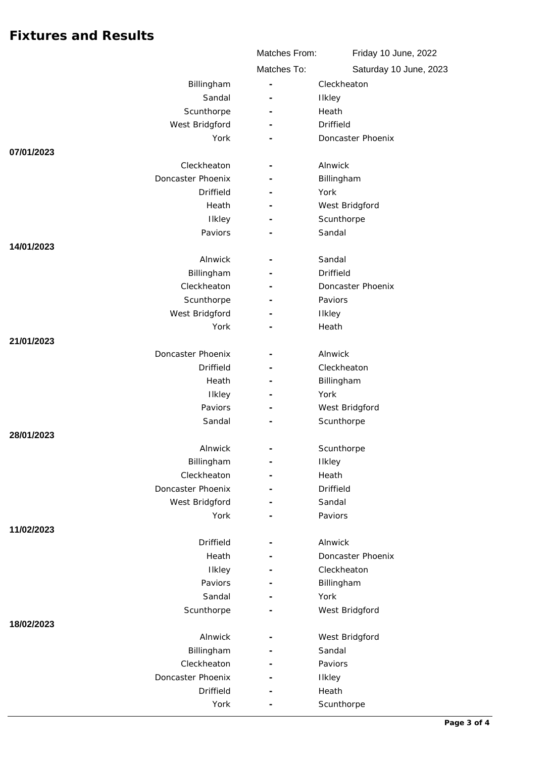# Fixtures and Results

| | | |
|---|---|---|
| Matches From: | Friday 10 June, 2022 | |
| Matches To: | Saturday 10 June, 2023 | |

| Home | | Away |
|---|---|---|
| Billingham | - | Cleckheaton |
| Sandal | - | Ilkley |
| Scunthorpe | - | Heath |
| West Bridgford | - | Driffield |
| York | - | Doncaster Phoenix |

**07/01/2023**

| Home | | Away |
|---|---|---|
| Cleckheaton | - | Alnwick |
| Doncaster Phoenix | - | Billingham |
| Driffield | - | York |
| Heath | - | West Bridgford |
| Ilkley | - | Scunthorpe |
| Paviors | - | Sandal |

**14/01/2023**

| Home | | Away |
|---|---|---|
| Alnwick | - | Sandal |
| Billingham | - | Driffield |
| Cleckheaton | - | Doncaster Phoenix |
| Scunthorpe | - | Paviors |
| West Bridgford | - | Ilkley |
| York | - | Heath |

**21/01/2023**

| Home | | Away |
|---|---|---|
| Doncaster Phoenix | - | Alnwick |
| Driffield | - | Cleckheaton |
| Heath | - | Billingham |
| Ilkley | - | York |
| Paviors | - | West Bridgford |
| Sandal | - | Scunthorpe |

**28/01/2023**

| Home | | Away |
|---|---|---|
| Alnwick | - | Scunthorpe |
| Billingham | - | Ilkley |
| Cleckheaton | - | Heath |
| Doncaster Phoenix | - | Driffield |
| West Bridgford | - | Sandal |
| York | - | Paviors |

**11/02/2023**

| Home | | Away |
|---|---|---|
| Driffield | - | Alnwick |
| Heath | - | Doncaster Phoenix |
| Ilkley | - | Cleckheaton |
| Paviors | - | Billingham |
| Sandal | - | York |
| Scunthorpe | - | West Bridgford |

**18/02/2023**

| Home | | Away |
|---|---|---|
| Alnwick | - | West Bridgford |
| Billingham | - | Sandal |
| Cleckheaton | - | Paviors |
| Doncaster Phoenix | - | Ilkley |
| Driffield | - | Heath |
| York | - | Scunthorpe |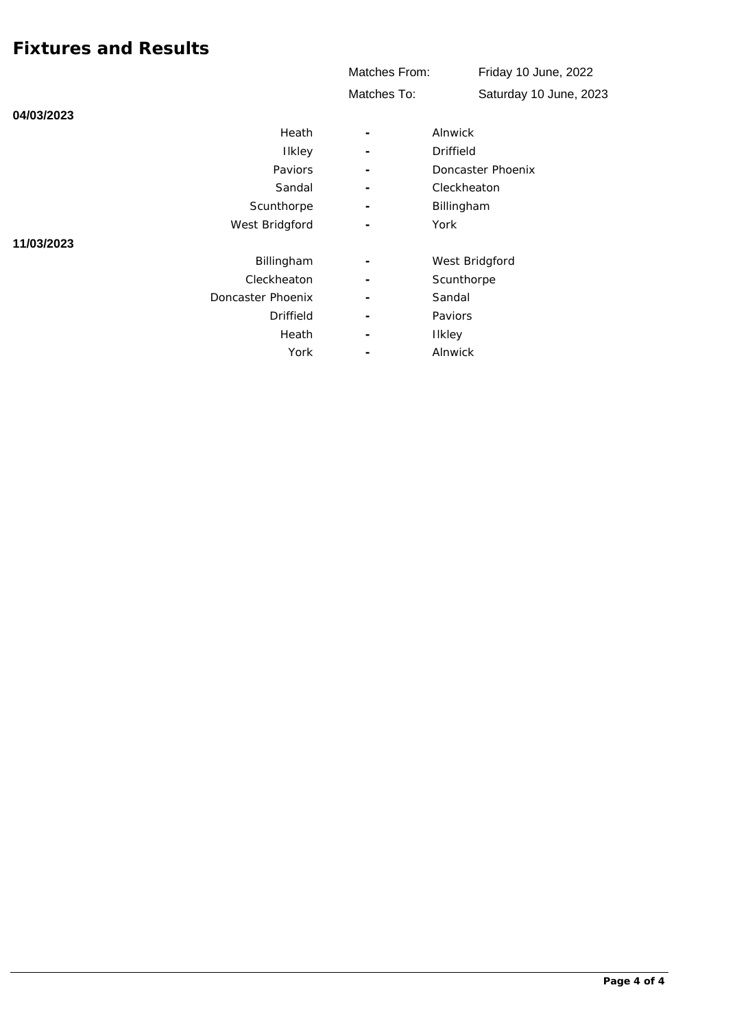# Fixtures and Results

| | |
|---|---|
| Matches From: | Friday 10 June, 2022 |
| Matches To: | Saturday 10 June, 2023 |

**04/03/2023**

| | | |
|---|---|---|
| Heath | - | Alnwick |
| Ilkley | - | Driffield |
| Paviors | - | Doncaster Phoenix |
| Sandal | - | Cleckheaton |
| Scunthorpe | - | Billingham |
| West Bridgford | - | York |

**11/03/2023**

| | | |
|---|---|---|
| Billingham | - | West Bridgford |
| Cleckheaton | - | Scunthorpe |
| Doncaster Phoenix | - | Sandal |
| Driffield | - | Paviors |
| Heath | - | Ilkley |
| York | - | Alnwick |